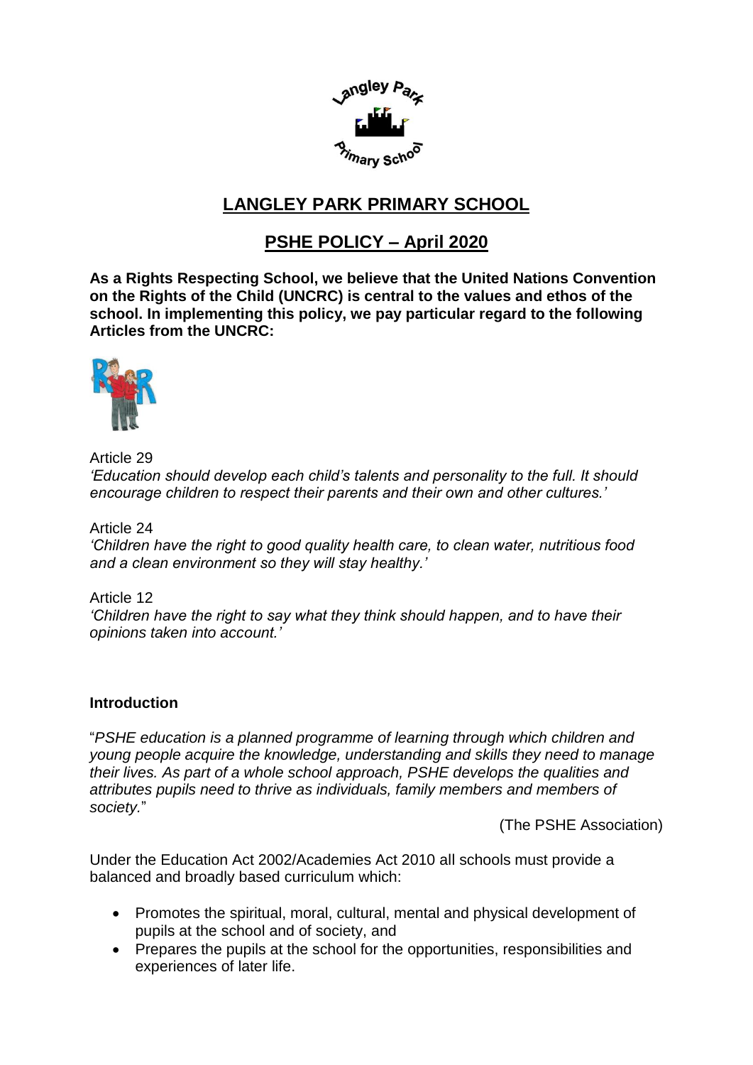# LANGLEY PARK PRIMARY SCHOOL

## PSHE POLICY – April 2020

**As a Rights Respecting School, we believe that the United Nations Convention on the Rights of the Child (UNCRC) is central to the values and ethos of the school. In implementing this policy, we pay particular regard to the following Articles from the UNCRC:**

Article 29
*'Education should develop each child's talents and personality to the full. It should encourage children to respect their parents and their own and other cultures.'*

Article 24
*'Children have the right to good quality health care, to clean water, nutritious food and a clean environment so they will stay healthy.'*

Article 12
*'Children have the right to say what they think should happen, and to have their opinions taken into account.'*

**Introduction**

"*PSHE education is a planned programme of learning through which children and young people acquire the knowledge, understanding and skills they need to manage their lives. As part of a whole school approach, PSHE develops the qualities and attributes pupils need to thrive as individuals, family members and members of society.*"

(The PSHE Association)

Under the Education Act 2002/Academies Act 2010 all schools must provide a balanced and broadly based curriculum which:

- Promotes the spiritual, moral, cultural, mental and physical development of pupils at the school and of society, and
- Prepares the pupils at the school for the opportunities, responsibilities and experiences of later life.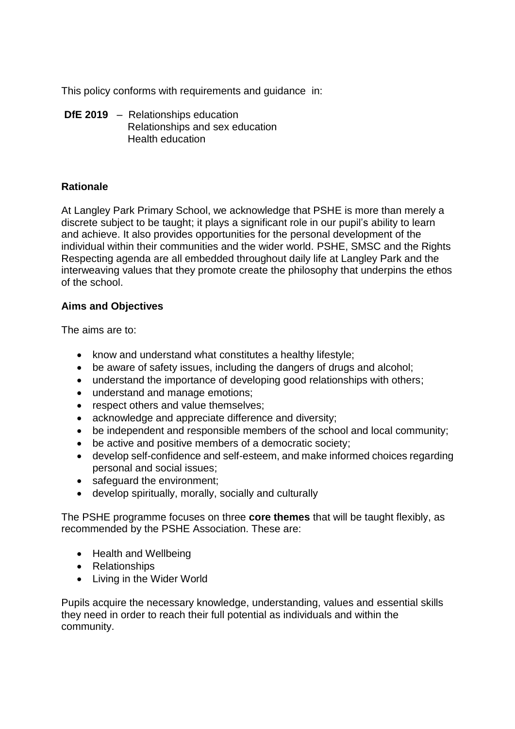This policy conforms with requirements and guidance in:

**DfE 2019** – Relationships education
Relationships and sex education
Health education

**Rationale**

At Langley Park Primary School, we acknowledge that PSHE is more than merely a discrete subject to be taught; it plays a significant role in our pupil's ability to learn and achieve. It also provides opportunities for the personal development of the individual within their communities and the wider world. PSHE, SMSC and the Rights Respecting agenda are all embedded throughout daily life at Langley Park and the interweaving values that they promote create the philosophy that underpins the ethos of the school.

**Aims and Objectives**

The aims are to:

- know and understand what constitutes a healthy lifestyle;
- be aware of safety issues, including the dangers of drugs and alcohol;
- understand the importance of developing good relationships with others;
- understand and manage emotions;
- respect others and value themselves;
- acknowledge and appreciate difference and diversity;
- be independent and responsible members of the school and local community;
- be active and positive members of a democratic society;
- develop self-confidence and self-esteem, and make informed choices regarding personal and social issues;
- safeguard the environment;
- develop spiritually, morally, socially and culturally

The PSHE programme focuses on three **core themes** that will be taught flexibly, as recommended by the PSHE Association. These are:

- Health and Wellbeing
- Relationships
- Living in the Wider World

Pupils acquire the necessary knowledge, understanding, values and essential skills they need in order to reach their full potential as individuals and within the community.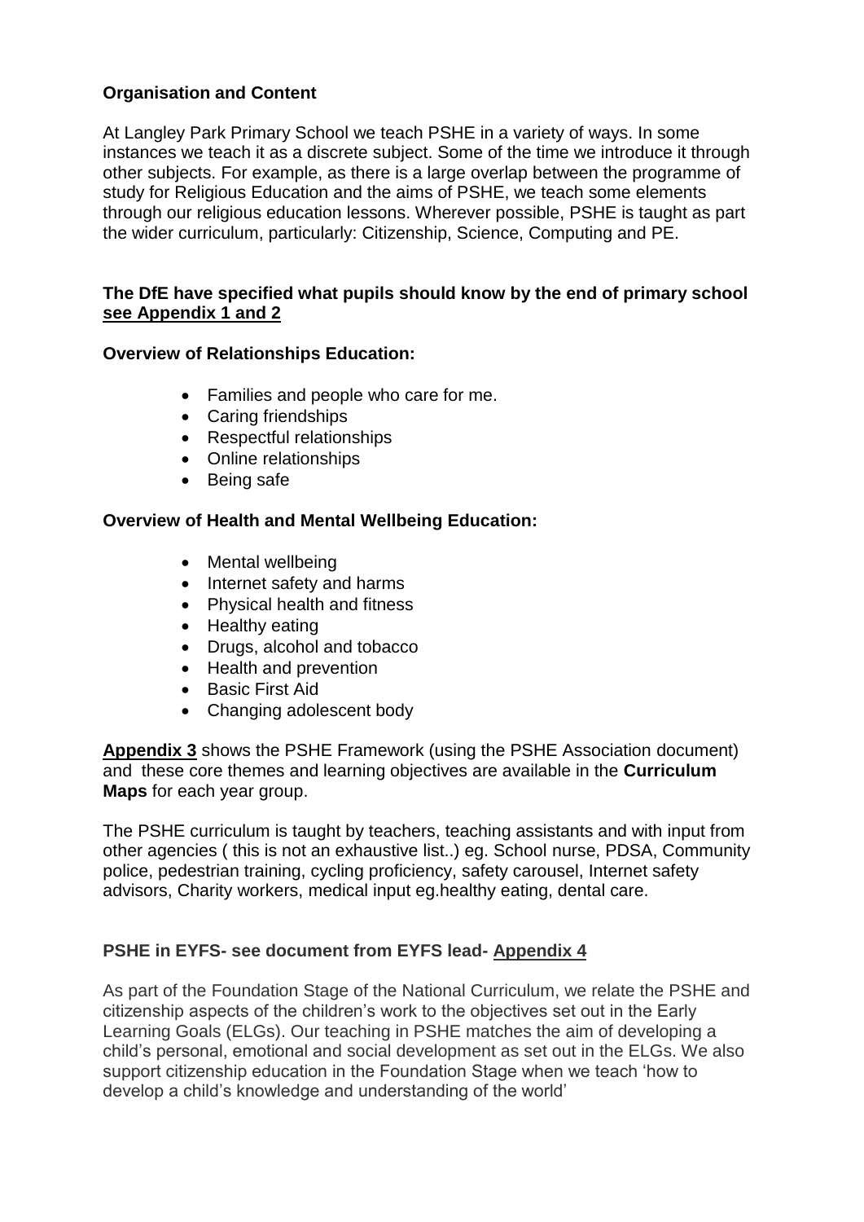**Organisation and Content**

At Langley Park Primary School we teach PSHE in a variety of ways. In some instances we teach it as a discrete subject. Some of the time we introduce it through other subjects. For example, as there is a large overlap between the programme of study for Religious Education and the aims of PSHE, we teach some elements through our religious education lessons. Wherever possible, PSHE is taught as part the wider curriculum, particularly: Citizenship, Science, Computing and PE.

**The DfE have specified what pupils should know by the end of primary school <u>see Appendix 1 and 2</u>**

**Overview of Relationships Education:**

- Families and people who care for me.
- Caring friendships
- Respectful relationships
- Online relationships
- Being safe

**Overview of Health and Mental Wellbeing Education:**

- Mental wellbeing
- Internet safety and harms
- Physical health and fitness
- Healthy eating
- Drugs, alcohol and tobacco
- Health and prevention
- Basic First Aid
- Changing adolescent body

**<u>Appendix 3</u>** shows the PSHE Framework (using the PSHE Association document) and these core themes and learning objectives are available in the **Curriculum Maps** for each year group.

The PSHE curriculum is taught by teachers, teaching assistants and with input from other agencies ( this is not an exhaustive list..) eg. School nurse, PDSA, Community police, pedestrian training, cycling proficiency, safety carousel, Internet safety advisors, Charity workers, medical input eg.healthy eating, dental care.

**PSHE in EYFS- see document from EYFS lead- <u>Appendix 4</u>**

As part of the Foundation Stage of the National Curriculum, we relate the PSHE and citizenship aspects of the children's work to the objectives set out in the Early Learning Goals (ELGs). Our teaching in PSHE matches the aim of developing a child's personal, emotional and social development as set out in the ELGs. We also support citizenship education in the Foundation Stage when we teach 'how to develop a child's knowledge and understanding of the world'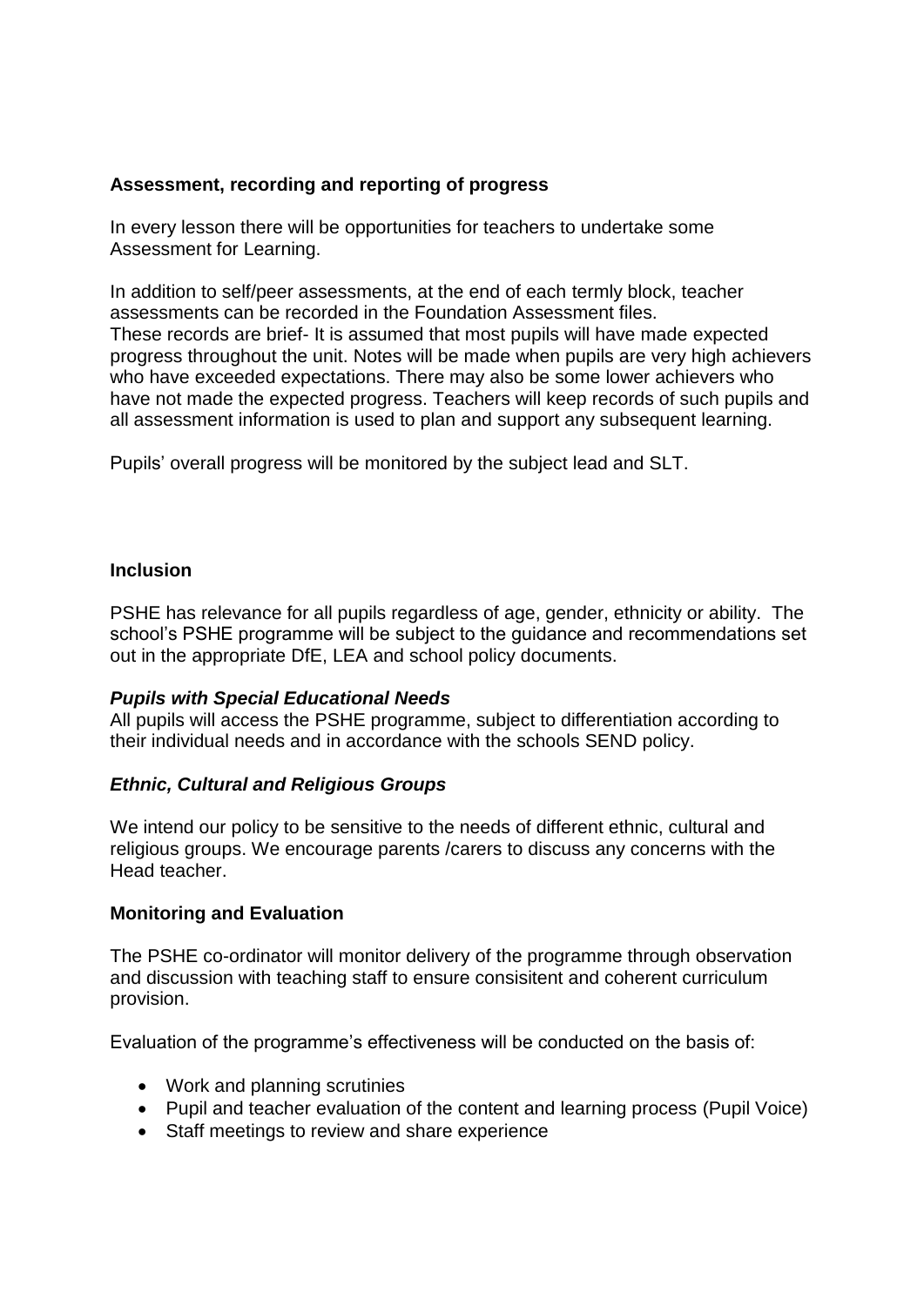## Assessment, recording and reporting of progress

In every lesson there will be opportunities for teachers to undertake some Assessment for Learning.

In addition to self/peer assessments, at the end of each termly block, teacher assessments can be recorded in the Foundation Assessment files.
These records are brief- It is assumed that most pupils will have made expected progress throughout the unit. Notes will be made when pupils are very high achievers who have exceeded expectations. There may also be some lower achievers who have not made the expected progress. Teachers will keep records of such pupils and all assessment information is used to plan and support any subsequent learning.

Pupils' overall progress will be monitored by the subject lead and SLT.

## Inclusion

PSHE has relevance for all pupils regardless of age, gender, ethnicity or ability. The school's PSHE programme will be subject to the guidance and recommendations set out in the appropriate DfE, LEA and school policy documents.

### *Pupils with Special Educational Needs*

All pupils will access the PSHE programme, subject to differentiation according to their individual needs and in accordance with the schools SEND policy.

### *Ethnic, Cultural and Religious Groups*

We intend our policy to be sensitive to the needs of different ethnic, cultural and religious groups. We encourage parents /carers to discuss any concerns with the Head teacher.

## Monitoring and Evaluation

The PSHE co-ordinator will monitor delivery of the programme through observation and discussion with teaching staff to ensure consisitent and coherent curriculum provision.

Evaluation of the programme's effectiveness will be conducted on the basis of:

- Work and planning scrutinies
- Pupil and teacher evaluation of the content and learning process (Pupil Voice)
- Staff meetings to review and share experience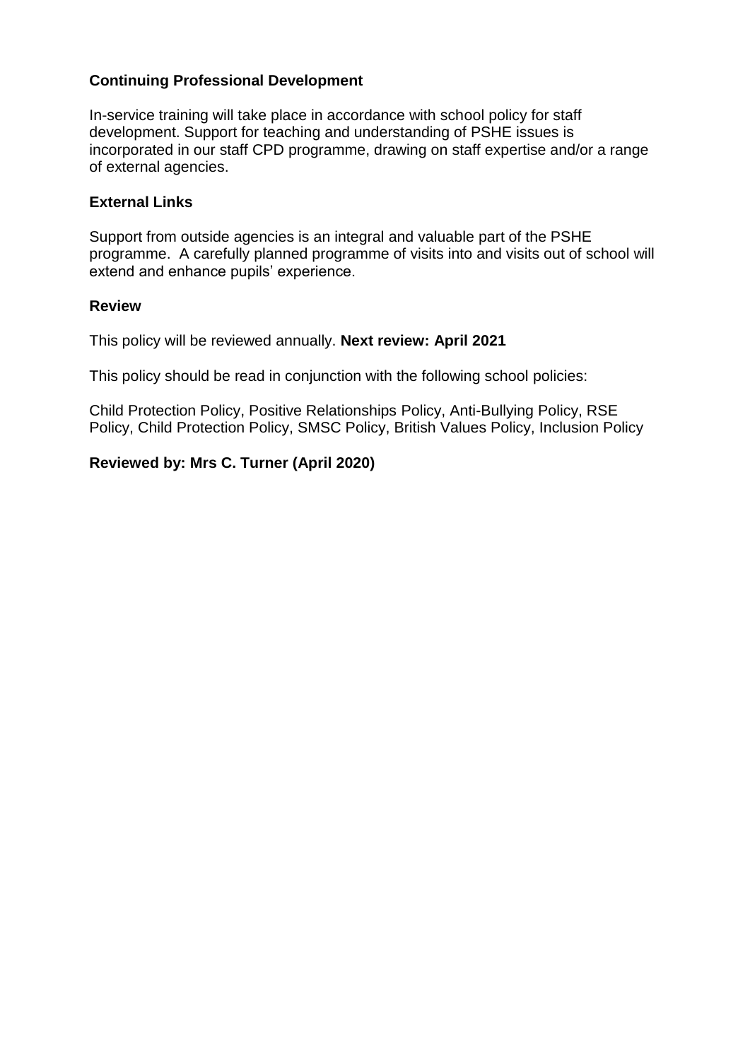**Continuing Professional Development**

In-service training will take place in accordance with school policy for staff development. Support for teaching and understanding of PSHE issues is incorporated in our staff CPD programme, drawing on staff expertise and/or a range of external agencies.

**External Links**

Support from outside agencies is an integral and valuable part of the PSHE programme. A carefully planned programme of visits into and visits out of school will extend and enhance pupils' experience.

**Review**

This policy will be reviewed annually. **Next review: April 2021**

This policy should be read in conjunction with the following school policies:

Child Protection Policy, Positive Relationships Policy, Anti-Bullying Policy, RSE Policy, Child Protection Policy, SMSC Policy, British Values Policy, Inclusion Policy

**Reviewed by: Mrs C. Turner (April 2020)**